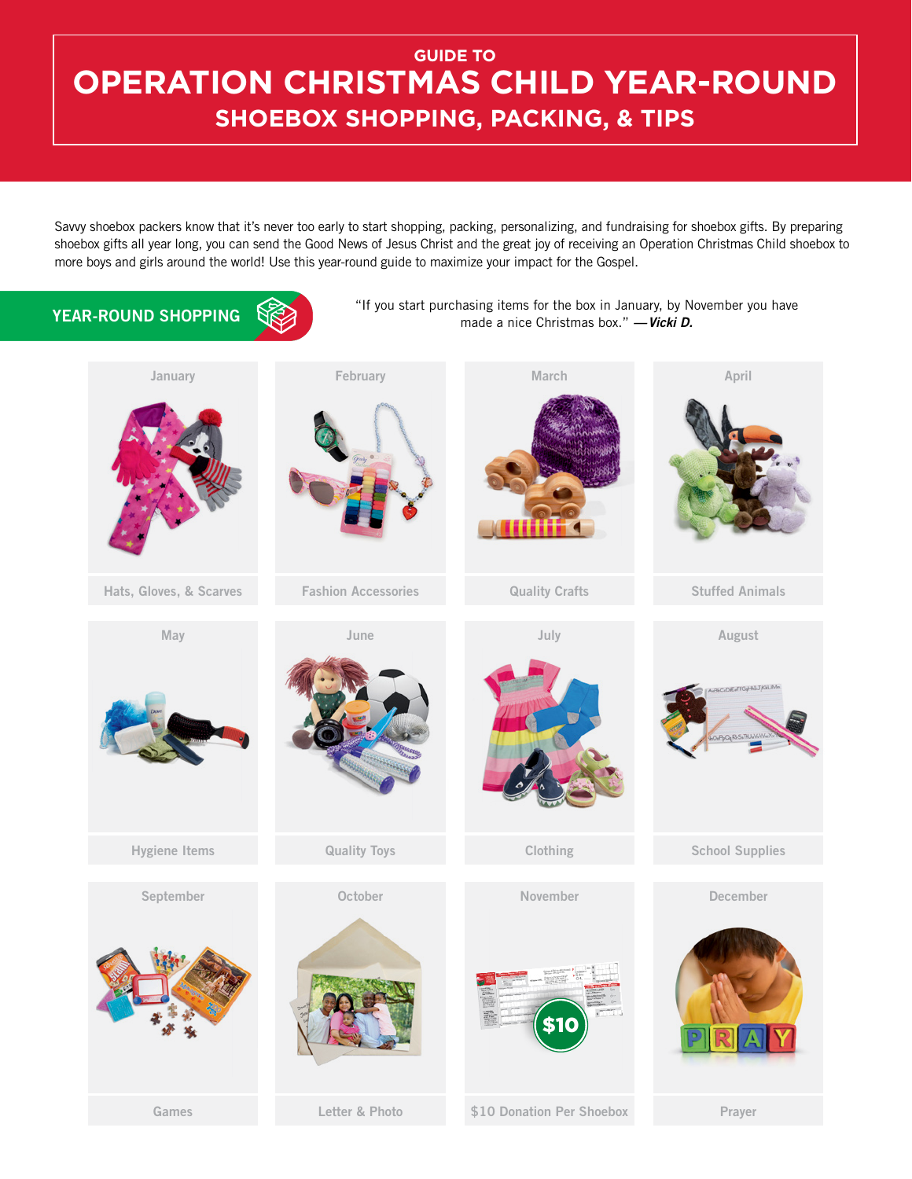GUIDE TO

# OPERATION CHRISTMAS CHILD YEAR-ROUND

## SHOEBOX SHOPPING, PACKING, & TIPS

Savvy shoebox packers know that it's never too early to start shopping, packing, personalizing, and fundraising for shoebox gifts. By preparing shoebox gifts all year long, you can send the Good News of Jesus Christ and the great joy of receiving an Operation Christmas Child shoebox to more boys and girls around the world! Use this year-round guide to maximize your impact for the Gospel.

## YEAR-ROUND SHOPPING

"If you start purchasing items for the box in January, by November you have made a nice Christmas box." —***Vicki D.***

| January | February | March | April |
|---|---|---|---|
| Hats, Gloves, & Scarves | Fashion Accessories | Quality Crafts | Stuffed Animals |

| May | June | July | August |
|---|---|---|---|
| Hygiene Items | Quality Toys | Clothing | School Supplies |

| September | October | November | December |
|---|---|---|---|
| Games | Letter & Photo | $10 Donation Per Shoebox | Prayer |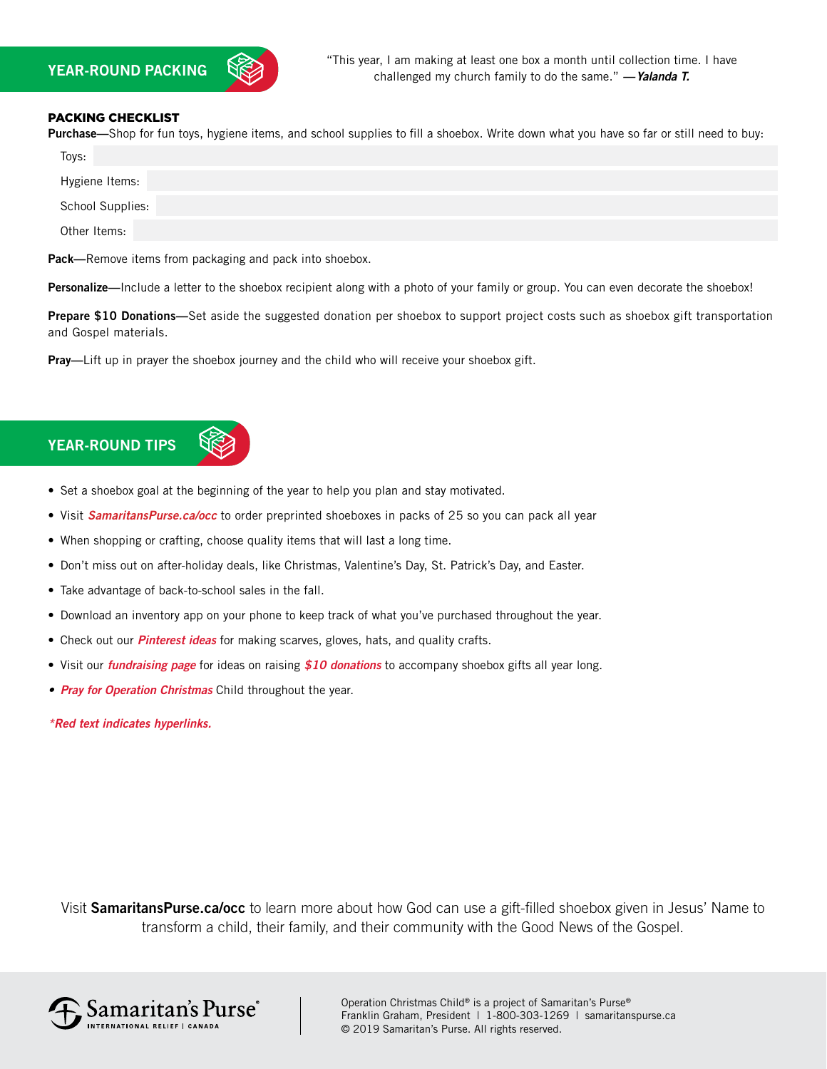## YEAR-ROUND PACKING

"This year, I am making at least one box a month until collection time. I have challenged my church family to do the same." —***Yalanda T.***

### PACKING CHECKLIST

**Purchase**—Shop for fun toys, hygiene items, and school supplies to fill a shoebox. Write down what you have so far or still need to buy:

Toys:

Hygiene Items:

School Supplies:

Other Items:

**Pack**—Remove items from packaging and pack into shoebox.

**Personalize**—Include a letter to the shoebox recipient along with a photo of your family or group. You can even decorate the shoebox!

**Prepare $10 Donations**—Set aside the suggested donation per shoebox to support project costs such as shoebox gift transportation and Gospel materials.

**Pray**—Lift up in prayer the shoebox journey and the child who will receive your shoebox gift.

## YEAR-ROUND TIPS

- Set a shoebox goal at the beginning of the year to help you plan and stay motivated.
- Visit ***SamaritansPurse.ca/occ*** to order preprinted shoeboxes in packs of 25 so you can pack all year
- When shopping or crafting, choose quality items that will last a long time.
- Don't miss out on after-holiday deals, like Christmas, Valentine's Day, St. Patrick's Day, and Easter.
- Take advantage of back-to-school sales in the fall.
- Download an inventory app on your phone to keep track of what you've purchased throughout the year.
- Check out our ***Pinterest ideas*** for making scarves, gloves, hats, and quality crafts.
- Visit our ***fundraising page*** for ideas on raising ***$10 donations*** to accompany shoebox gifts all year long.
- ***Pray for Operation Christmas*** Child throughout the year.

****Red text indicates hyperlinks.***

Visit **SamaritansPurse.ca/occ** to learn more about how God can use a gift-filled shoebox given in Jesus' Name to transform a child, their family, and their community with the Good News of the Gospel.

Samaritan's Purse® INTERNATIONAL RELIEF | CANADA

Operation Christmas Child® is a project of Samaritan's Purse®
Franklin Graham, President | 1-800-303-1269 | samaritanspurse.ca
© 2019 Samaritan's Purse. All rights reserved.